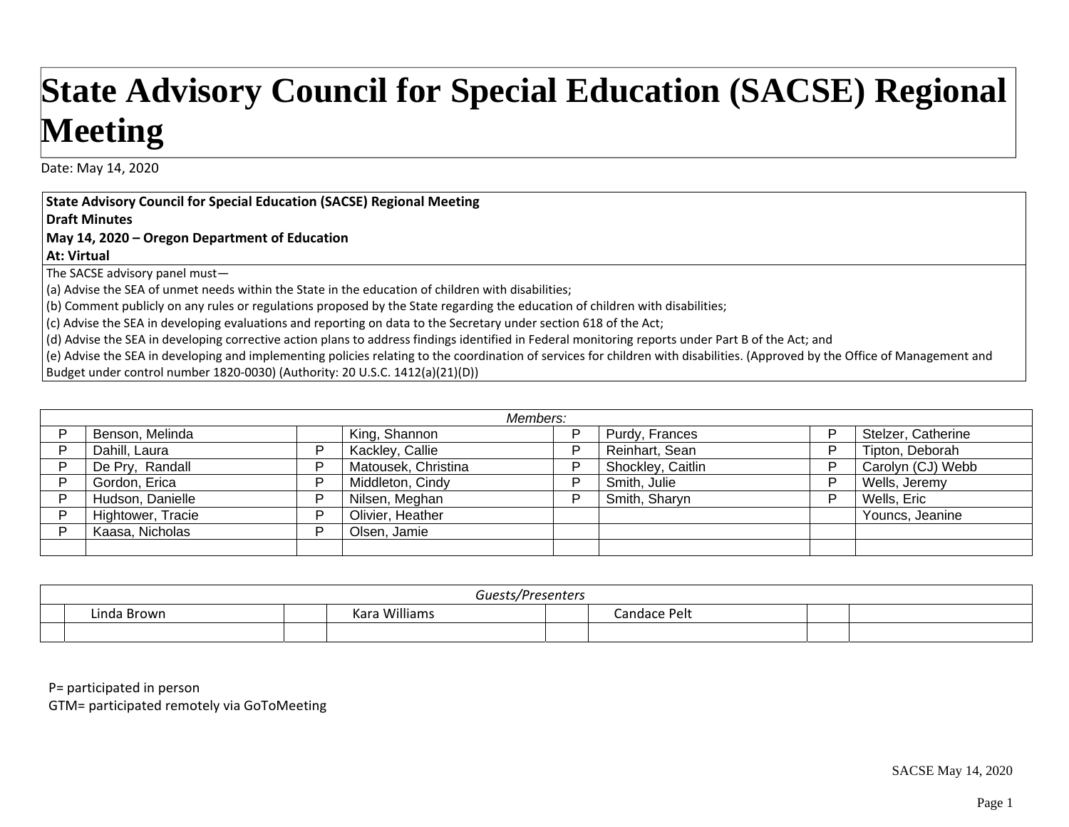# State Advisory Council for Special Education (SACSE) Regional Meeting

Date: May 14, 2020

| **State Advisory Council for Special Education (SACSE) Regional Meeting**<br>**Draft Minutes**<br>**May 14, 2020 – Oregon Department of Education**<br>**At: Virtual** |
|---|
| The SACSE advisory panel must—<br>(a) Advise the SEA of unmet needs within the State in the education of children with disabilities;<br>(b) Comment publicly on any rules or regulations proposed by the State regarding the education of children with disabilities;<br>(c) Advise the SEA in developing evaluations and reporting on data to the Secretary under section 618 of the Act;<br>(d) Advise the SEA in developing corrective action plans to address findings identified in Federal monitoring reports under Part B of the Act; and<br>(e) Advise the SEA in developing and implementing policies relating to the coordination of services for children with disabilities. (Approved by the Office of Management and Budget under control number 1820-0030) (Authority: 20 U.S.C. 1412(a)(21)(D)) |

| *Members:* | | | | | | | |
|---|---|---|---|---|---|---|---|
| P | Benson, Melinda | | King, Shannon | P | Purdy, Frances | P | Stelzer, Catherine |
| P | Dahill, Laura | P | Kackley, Callie | P | Reinhart, Sean | P | Tipton, Deborah |
| P | De Pry, Randall | P | Matousek, Christina | P | Shockley, Caitlin | P | Carolyn (CJ) Webb |
| P | Gordon, Erica | P | Middleton, Cindy | P | Smith, Julie | P | Wells, Jeremy |
| P | Hudson, Danielle | P | Nilsen, Meghan | P | Smith, Sharyn | P | Wells, Eric |
| P | Hightower, Tracie | P | Olivier, Heather | | | | Youncs, Jeanine |
| P | Kaasa, Nicholas | P | Olsen, Jamie | | | | |
| | | | | | | | |

| *Guests/Presenters* | | | | | | | |
|---|---|---|---|---|---|---|---|
| | Linda Brown | | Kara Williams | | Candace Pelt | | |
| | | | | | | | |

P= participated in person
GTM= participated remotely via GoToMeeting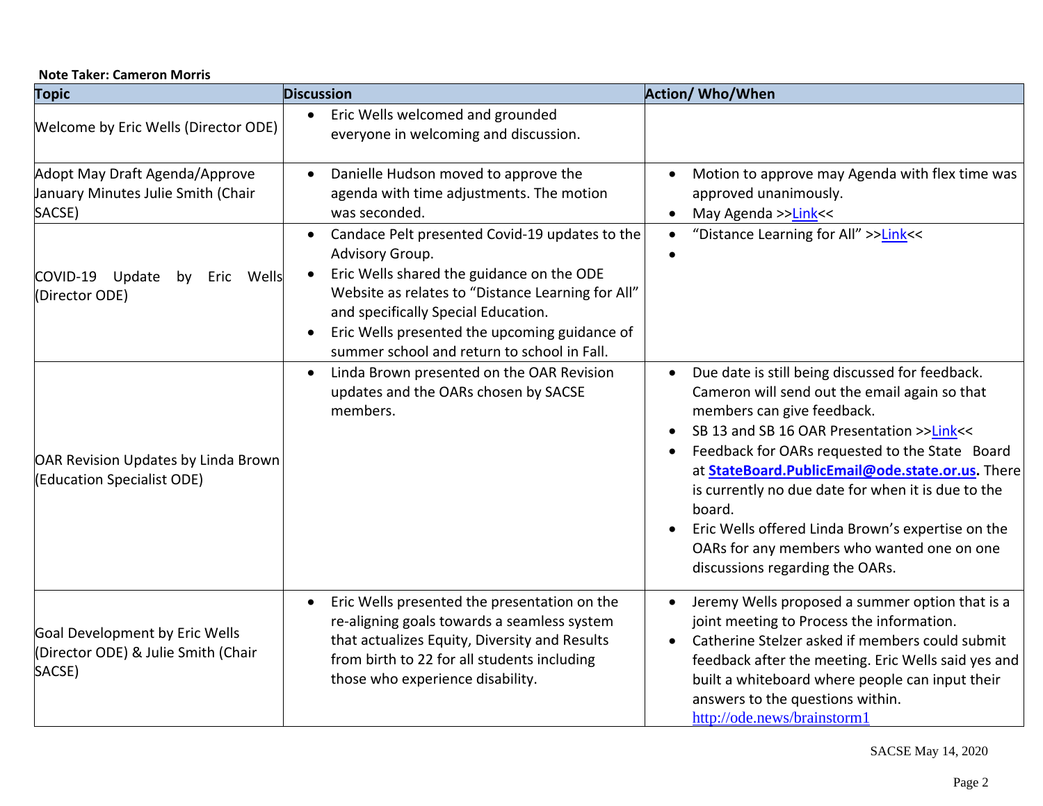**Note Taker: Cameron Morris**

| Topic | Discussion | Action/ Who/When |
|---|---|---|
| Welcome by Eric Wells (Director ODE) | • Eric Wells welcomed and grounded everyone in welcoming and discussion. | |
| Adopt May Draft Agenda/Approve January Minutes Julie Smith (Chair SACSE) | • Danielle Hudson moved to approve the agenda with time adjustments. The motion was seconded. | • Motion to approve may Agenda with flex time was approved unanimously.<br>• May Agenda >>Link<< |
| COVID-19 Update by Eric Wells (Director ODE) | • Candace Pelt presented Covid-19 updates to the Advisory Group.<br>• Eric Wells shared the guidance on the ODE Website as relates to "Distance Learning for All" and specifically Special Education.<br>• Eric Wells presented the upcoming guidance of summer school and return to school in Fall. | • "Distance Learning for All" >>Link<<<br>• |
| OAR Revision Updates by Linda Brown (Education Specialist ODE) | • Linda Brown presented on the OAR Revision updates and the OARs chosen by SACSE members. | • Due date is still being discussed for feedback. Cameron will send out the email again so that members can give feedback.<br>• SB 13 and SB 16 OAR Presentation >>Link<<<br>• Feedback for OARs requested to the State Board at **StateBoard.PublicEmail@ode.state.or.us.** There is currently no due date for when it is due to the board.<br>• Eric Wells offered Linda Brown's expertise on the OARs for any members who wanted one on one discussions regarding the OARs. |
| Goal Development by Eric Wells (Director ODE) & Julie Smith (Chair SACSE) | • Eric Wells presented the presentation on the re-aligning goals towards a seamless system that actualizes Equity, Diversity and Results from birth to 22 for all students including those who experience disability. | • Jeremy Wells proposed a summer option that is a joint meeting to Process the information.<br>• Catherine Stelzer asked if members could submit feedback after the meeting. Eric Wells said yes and built a whiteboard where people can input their answers to the questions within. http://ode.news/brainstorm1 |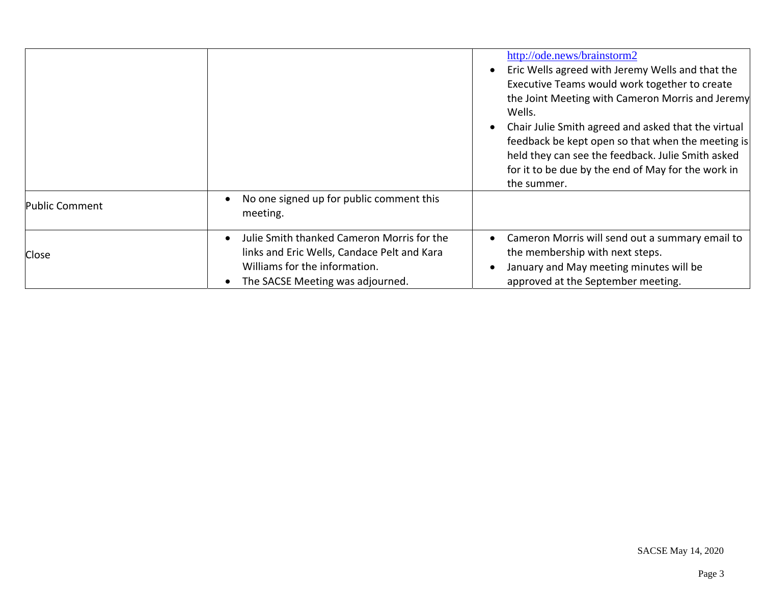| | | |
|---|---|---|
| | | http://ode.news/brainstorm2<br>• Eric Wells agreed with Jeremy Wells and that the Executive Teams would work together to create the Joint Meeting with Cameron Morris and Jeremy Wells.<br>• Chair Julie Smith agreed and asked that the virtual feedback be kept open so that when the meeting is held they can see the feedback. Julie Smith asked for it to be due by the end of May for the work in the summer. |
| Public Comment | • No one signed up for public comment this meeting. | |
| Close | • Julie Smith thanked Cameron Morris for the links and Eric Wells, Candace Pelt and Kara Williams for the information.<br>• The SACSE Meeting was adjourned. | • Cameron Morris will send out a summary email to the membership with next steps.<br>• January and May meeting minutes will be approved at the September meeting. |